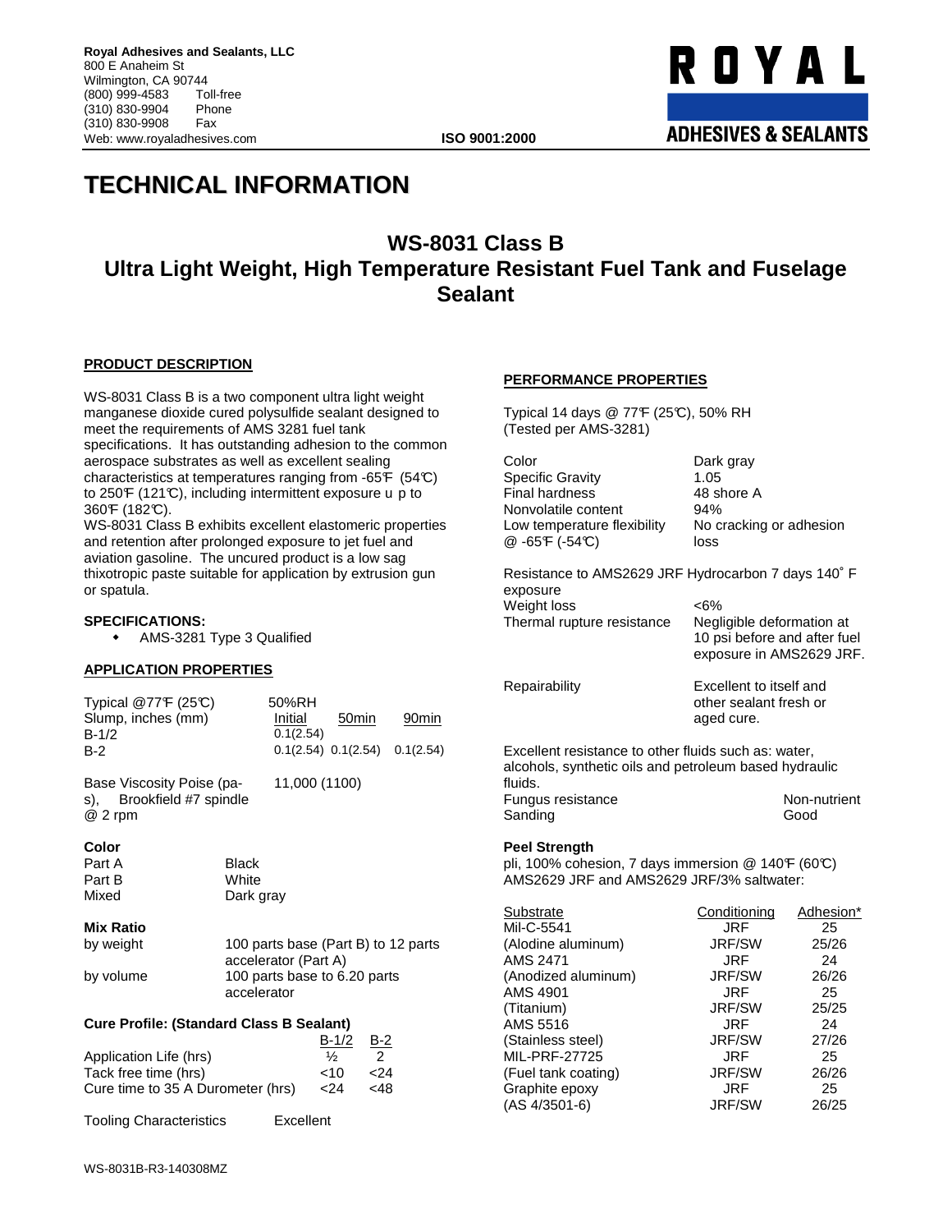Royal Adhesives and Sealants, LLC
800 E Anaheim St
Wilmington, CA 90744
(800) 999-4583 Toll-free
(310) 830-9904 Phone
(310) 830-9908 Fax
Web: www.royaladhesives.com

ISO 9001:2000

ROYAL ADHESIVES & SEALANTS

# TECHNICAL INFORMATION

## WS-8031 Class B
## Ultra Light Weight, High Temperature Resistant Fuel Tank and Fuselage Sealant

### PRODUCT DESCRIPTION

WS-8031 Class B is a two component ultra light weight manganese dioxide cured polysulfide sealant designed to meet the requirements of AMS 3281 fuel tank specifications. It has outstanding adhesion to the common aerospace substrates as well as excellent sealing characteristics at temperatures ranging from -65℉ (54℃) to 250℉ (121℃), including intermittent exposure u p to 360℉ (182℃).

WS-8031 Class B exhibits excellent elastomeric properties and retention after prolonged exposure to jet fuel and aviation gasoline. The uncured product is a low sag thixotropic paste suitable for application by extrusion gun or spatula.

### SPECIFICATIONS:

- AMS-3281 Type 3 Qualified

### APPLICATION PROPERTIES

| Typical @77℉ (25℃) | 50%RH | | |
|---|---|---|---|
| Slump, inches (mm) | Initial | 50min | 90min |
| B-1/2 | 0.1(2.54) | | |
| B-2 | 0.1(2.54) | 0.1(2.54) | 0.1(2.54) |

Base Viscosity Poise (pa-s), Brookfield #7 spindle @ 2 rpm: 11,000 (1100)

**Color**

| | |
|---|---|
| Part A | Black |
| Part B | White |
| Mixed | Dark gray |

**Mix Ratio**

| | |
|---|---|
| by weight | 100 parts base (Part B) to 12 parts accelerator (Part A) |
| by volume | 100 parts base to 6.20 parts accelerator |

**Cure Profile: (Standard Class B Sealant)**

| | B-1/2 | B-2 |
|---|---|---|
| Application Life (hrs) | ½ | 2 |
| Tack free time (hrs) | <10 | <24 |
| Cure time to 35 A Durometer (hrs) | <24 | <48 |

Tooling Characteristics: Excellent

### PERFORMANCE PROPERTIES

Typical 14 days @ 77℉ (25℃), 50% RH
(Tested per AMS-3281)

| | |
|---|---|
| Color | Dark gray |
| Specific Gravity | 1.05 |
| Final hardness | 48 shore A |
| Nonvolatile content | 94% |
| Low temperature flexibility @ -65℉ (-54℃) | No cracking or adhesion loss |

Resistance to AMS2629 JRF Hydrocarbon 7 days 140˚ F exposure

| | |
|---|---|
| Weight loss | <6% |
| Thermal rupture resistance | Negligible deformation at 10 psi before and after fuel exposure in AMS2629 JRF. |
| Repairability | Excellent to itself and other sealant fresh or aged cure. |

Excellent resistance to other fluids such as: water, alcohols, synthetic oils and petroleum based hydraulic fluids.

| | |
|---|---|
| Fungus resistance | Non-nutrient |
| Sanding | Good |

**Peel Strength**

pli, 100% cohesion, 7 days immersion @ 140℉ (60℃) AMS2629 JRF and AMS2629 JRF/3% saltwater:

| Substrate | Conditioning | Adhesion* |
|---|---|---|
| Mil-C-5541 | JRF | 25 |
| (Alodine aluminum) | JRF/SW | 25/26 |
| AMS 2471 | JRF | 24 |
| (Anodized aluminum) | JRF/SW | 26/26 |
| AMS 4901 | JRF | 25 |
| (Titanium) | JRF/SW | 25/25 |
| AMS 5516 | JRF | 24 |
| (Stainless steel) | JRF/SW | 27/26 |
| MIL-PRF-27725 | JRF | 25 |
| (Fuel tank coating) | JRF/SW | 26/26 |
| Graphite epoxy | JRF | 25 |
| (AS 4/3501-6) | JRF/SW | 26/25 |

WS-8031B-R3-140308MZ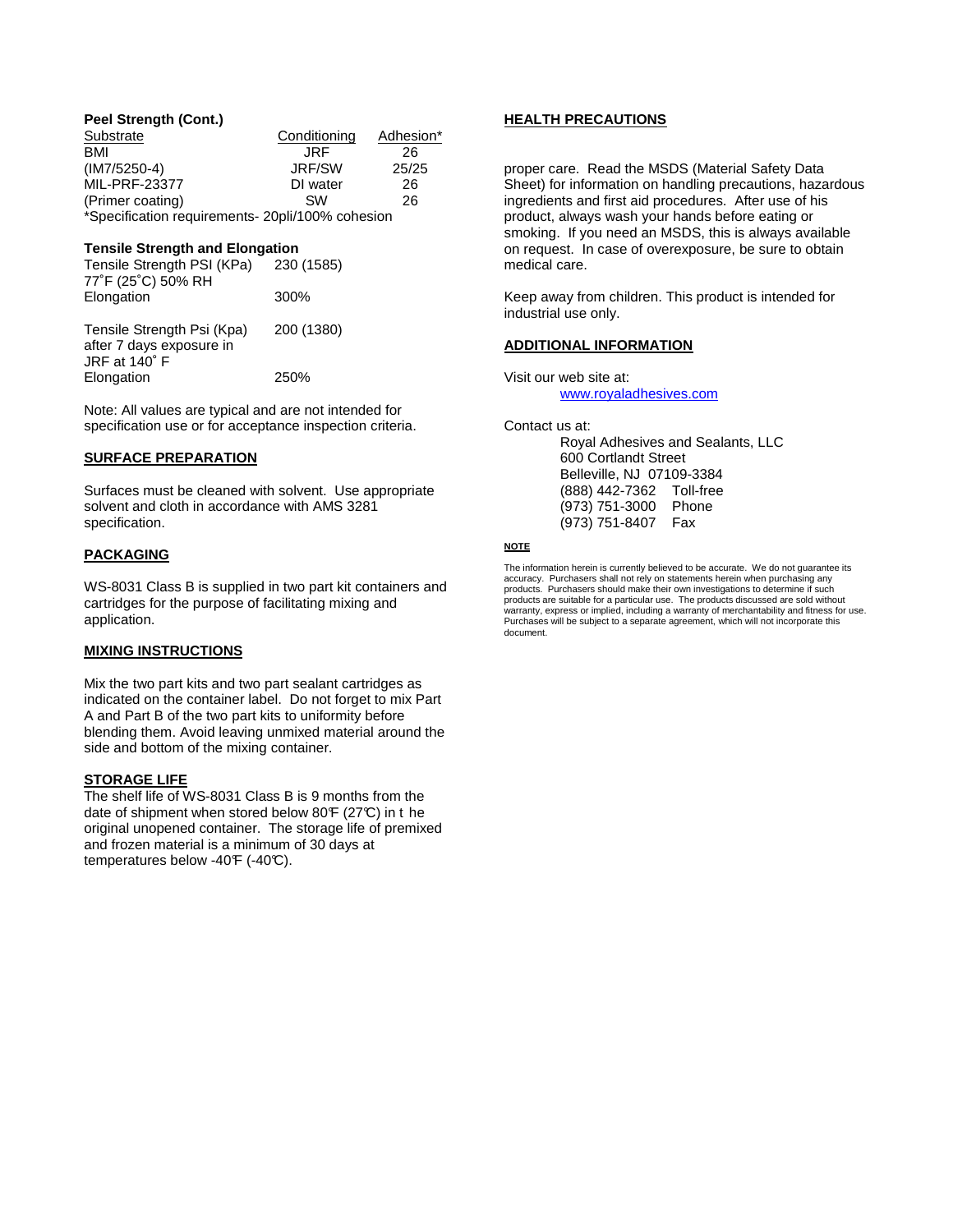**Peel Strength (Cont.)**

| Substrate | Conditioning | Adhesion* |
|---|---|---|
| BMI | JRF | 26 |
| (IM7/5250-4) | JRF/SW | 25/25 |
| MIL-PRF-23377 | DI water | 26 |
| (Primer coating) | SW | 26 |

*Specification requirements- 20pli/100% cohesion

**Tensile Strength and Elongation**

| | |
|---|---|
| Tensile Strength PSI (KPa) 77˚F (25˚C) 50% RH | 230 (1585) |
| Elongation | 300% |
| Tensile Strength Psi (Kpa) after 7 days exposure in JRF at 140˚ F | 200 (1380) |
| Elongation | 250% |

Note: All values are typical and are not intended for specification use or for acceptance inspection criteria.

## SURFACE PREPARATION

Surfaces must be cleaned with solvent. Use appropriate solvent and cloth in accordance with AMS 3281 specification.

## PACKAGING

WS-8031 Class B is supplied in two part kit containers and cartridges for the purpose of facilitating mixing and application.

## MIXING INSTRUCTIONS

Mix the two part kits and two part sealant cartridges as indicated on the container label. Do not forget to mix Part A and Part B of the two part kits to uniformity before blending them. Avoid leaving unmixed material around the side and bottom of the mixing container.

## STORAGE LIFE

The shelf life of WS-8031 Class B is 9 months from the date of shipment when stored below 80°F (27°C) in t he original unopened container. The storage life of premixed and frozen material is a minimum of 30 days at temperatures below -40°F (-40°C).

## HEALTH PRECAUTIONS

proper care. Read the MSDS (Material Safety Data Sheet) for information on handling precautions, hazardous ingredients and first aid procedures. After use of his product, always wash your hands before eating or smoking. If you need an MSDS, this is always available on request. In case of overexposure, be sure to obtain medical care.

Keep away from children. This product is intended for industrial use only.

## ADDITIONAL INFORMATION

Visit our web site at:
www.royaladhesives.com

Contact us at:
Royal Adhesives and Sealants, LLC
600 Cortlandt Street
Belleville, NJ 07109-3384
(888) 442-7362 Toll-free
(973) 751-3000 Phone
(973) 751-8407 Fax

**NOTE**

The information herein is currently believed to be accurate. We do not guarantee its accuracy. Purchasers shall not rely on statements herein when purchasing any products. Purchasers should make their own investigations to determine if such products are suitable for a particular use. The products discussed are sold without warranty, express or implied, including a warranty of merchantability and fitness for use. Purchases will be subject to a separate agreement, which will not incorporate this document.